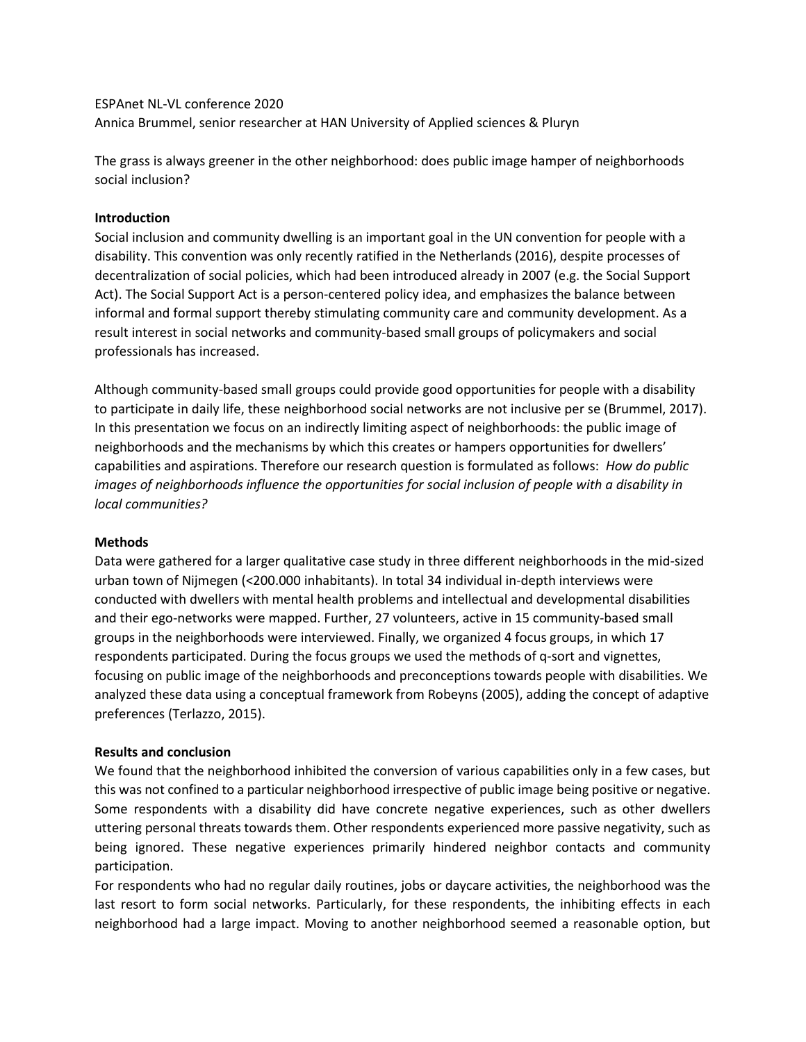ESPAnet NL-VL conference 2020

Annica Brummel, senior researcher at HAN University of Applied sciences & Pluryn

The grass is always greener in the other neighborhood: does public image hamper of neighborhoods social inclusion?

**Introduction**

Social inclusion and community dwelling is an important goal in the UN convention for people with a disability. This convention was only recently ratified in the Netherlands (2016), despite processes of decentralization of social policies, which had been introduced already in 2007 (e.g. the Social Support Act). The Social Support Act is a person-centered policy idea, and emphasizes the balance between informal and formal support thereby stimulating community care and community development. As a result interest in social networks and community-based small groups of policymakers and social professionals has increased.

Although community-based small groups could provide good opportunities for people with a disability to participate in daily life, these neighborhood social networks are not inclusive per se (Brummel, 2017). In this presentation we focus on an indirectly limiting aspect of neighborhoods: the public image of neighborhoods and the mechanisms by which this creates or hampers opportunities for dwellers' capabilities and aspirations. Therefore our research question is formulated as follows: *How do public images of neighborhoods influence the opportunities for social inclusion of people with a disability in local communities?*

**Methods**

Data were gathered for a larger qualitative case study in three different neighborhoods in the mid-sized urban town of Nijmegen (<200.000 inhabitants). In total 34 individual in-depth interviews were conducted with dwellers with mental health problems and intellectual and developmental disabilities and their ego-networks were mapped. Further, 27 volunteers, active in 15 community-based small groups in the neighborhoods were interviewed. Finally, we organized 4 focus groups, in which 17 respondents participated. During the focus groups we used the methods of q-sort and vignettes, focusing on public image of the neighborhoods and preconceptions towards people with disabilities. We analyzed these data using a conceptual framework from Robeyns (2005), adding the concept of adaptive preferences (Terlazzo, 2015).

**Results and conclusion**

We found that the neighborhood inhibited the conversion of various capabilities only in a few cases, but this was not confined to a particular neighborhood irrespective of public image being positive or negative. Some respondents with a disability did have concrete negative experiences, such as other dwellers uttering personal threats towards them. Other respondents experienced more passive negativity, such as being ignored. These negative experiences primarily hindered neighbor contacts and community participation.

For respondents who had no regular daily routines, jobs or daycare activities, the neighborhood was the last resort to form social networks. Particularly, for these respondents, the inhibiting effects in each neighborhood had a large impact. Moving to another neighborhood seemed a reasonable option, but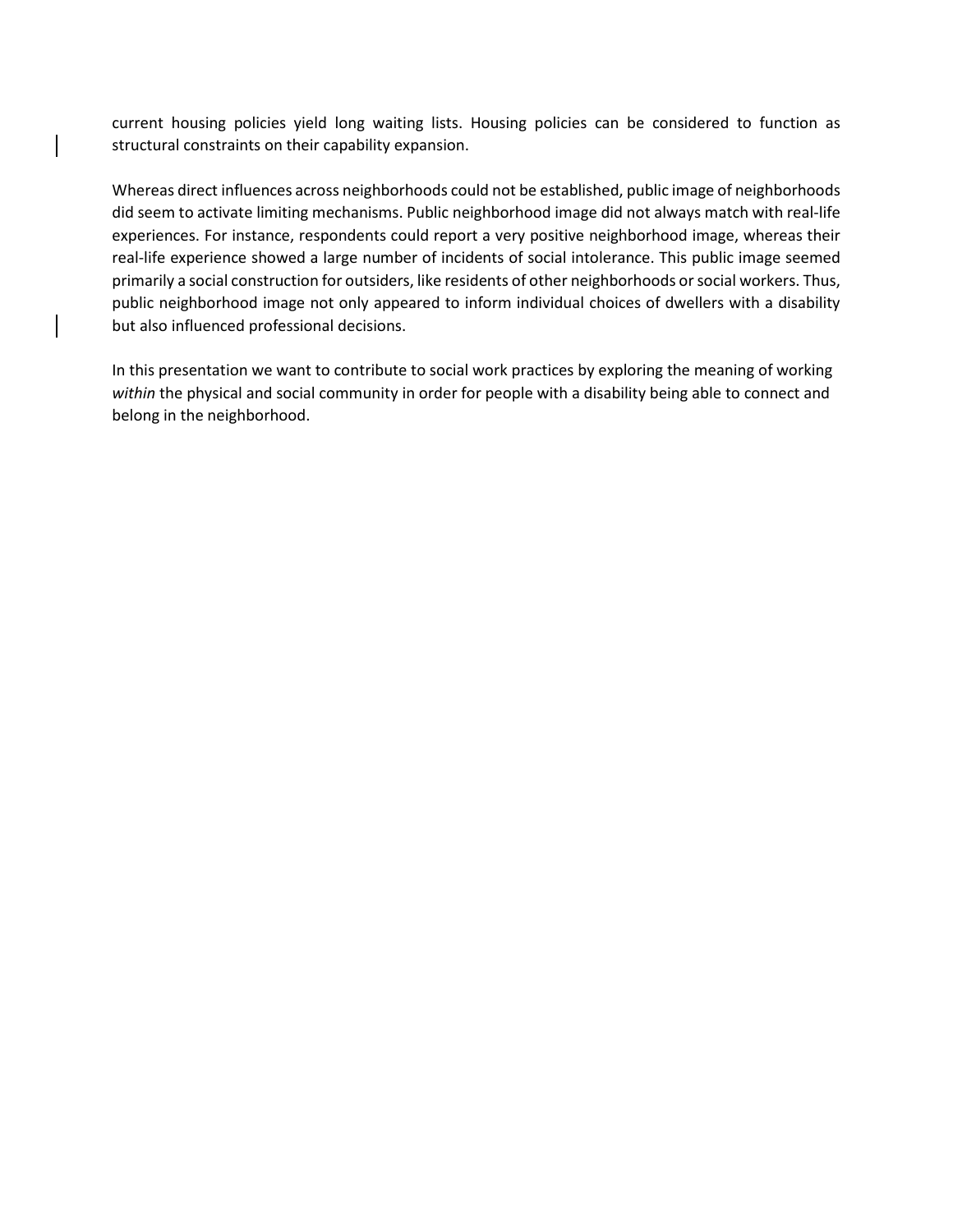current housing policies yield long waiting lists. Housing policies can be considered to function as structural constraints on their capability expansion.

Whereas direct influences across neighborhoods could not be established, public image of neighborhoods did seem to activate limiting mechanisms. Public neighborhood image did not always match with real-life experiences. For instance, respondents could report a very positive neighborhood image, whereas their real-life experience showed a large number of incidents of social intolerance. This public image seemed primarily a social construction for outsiders, like residents of other neighborhoods or social workers. Thus, public neighborhood image not only appeared to inform individual choices of dwellers with a disability but also influenced professional decisions.

In this presentation we want to contribute to social work practices by exploring the meaning of working *within* the physical and social community in order for people with a disability being able to connect and belong in the neighborhood.